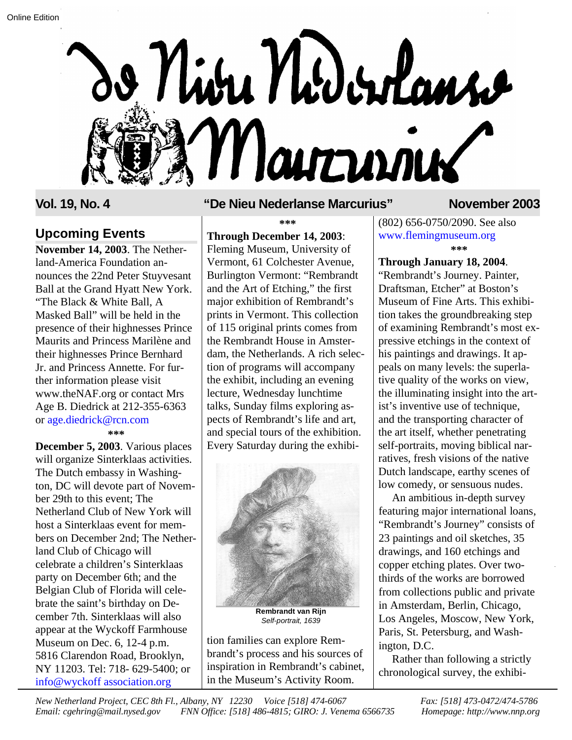Online Edition

# De Nieu Nederlanse Marcurius

**Vol. 19, No. 4** — **"De Nieu Nederlanse Marcurius"** — **November 2003**

## Upcoming Events

**November 14, 2003**. The Netherland-America Foundation announces the 22nd Peter Stuyvesant Ball at the Grand Hyatt New York. "The Black & White Ball, A Masked Ball" will be held in the presence of their highnesses Prince Maurits and Princess Marilène and their highnesses Prince Bernhard Jr. and Princess Annette. For further information please visit www.theNAF.org or contact Mrs Age B. Diedrick at 212-355-6363 or age.diedrick@rcn.com

***

**December 5, 2003**. Various places will organize Sinterklaas activities. The Dutch embassy in Washington, DC will devote part of November 29th to this event; The Netherland Club of New York will host a Sinterklaas event for members on December 2nd; The Netherland Club of Chicago will celebrate a children's Sinterklaas party on December 6th; and the Belgian Club of Florida will celebrate the saint's birthday on December 7th. Sinterklaas will also appear at the Wyckoff Farmhouse Museum on Dec. 6, 12-4 p.m. 5816 Clarendon Road, Brooklyn, NY 11203. Tel: 718- 629-5400; or info@wyckoff association.org

***

**Through December 14, 2003**: Fleming Museum, University of Vermont, 61 Colchester Avenue, Burlington Vermont: "Rembrandt and the Art of Etching," the first major exhibition of Rembrandt's prints in Vermont. This collection of 115 original prints comes from the Rembrandt House in Amsterdam, the Netherlands. A rich selection of programs will accompany the exhibit, including an evening lecture, Wednesday lunchtime talks, Sunday films exploring aspects of Rembrandt's life and art, and special tours of the exhibition. Every Saturday during the exhibition families can explore Rembrandt's process and his sources of inspiration in Rembrandt's cabinet, in the Museum's Activity Room. (802) 656-0750/2090. See also www.flemingmuseum.org

**Rembrandt van Rijn**
*Self-portrait, 1639*

***

**Through January 18, 2004**. "Rembrandt's Journey. Painter, Draftsman, Etcher" at Boston's Museum of Fine Arts. This exhibition takes the groundbreaking step of examining Rembrandt's most expressive etchings in the context of his paintings and drawings. It appeals on many levels: the superlative quality of the works on view, the illuminating insight into the artist's inventive use of technique, and the transporting character of the art itself, whether penetrating self-portraits, moving biblical narratives, fresh visions of the native Dutch landscape, earthy scenes of low comedy, or sensuous nudes.

An ambitious in-depth survey featuring major international loans, "Rembrandt's Journey" consists of 23 paintings and oil sketches, 35 drawings, and 160 etchings and copper etching plates. Over two-thirds of the works are borrowed from collections public and private in Amsterdam, Berlin, Chicago, Los Angeles, Moscow, New York, Paris, St. Petersburg, and Washington, D.C.

Rather than following a strictly chronological survey, the exhibi-

*New Netherland Project, CEC 8th Fl., Albany, NY 12230 Voice [518] 474-6067 Fax: [518] 473-0472/474-5786*
*Email: cgehring@mail.nysed.gov FNN Office: [518] 486-4815; GIRO: J. Venema 6566735 Homepage: http://www.nnp.org*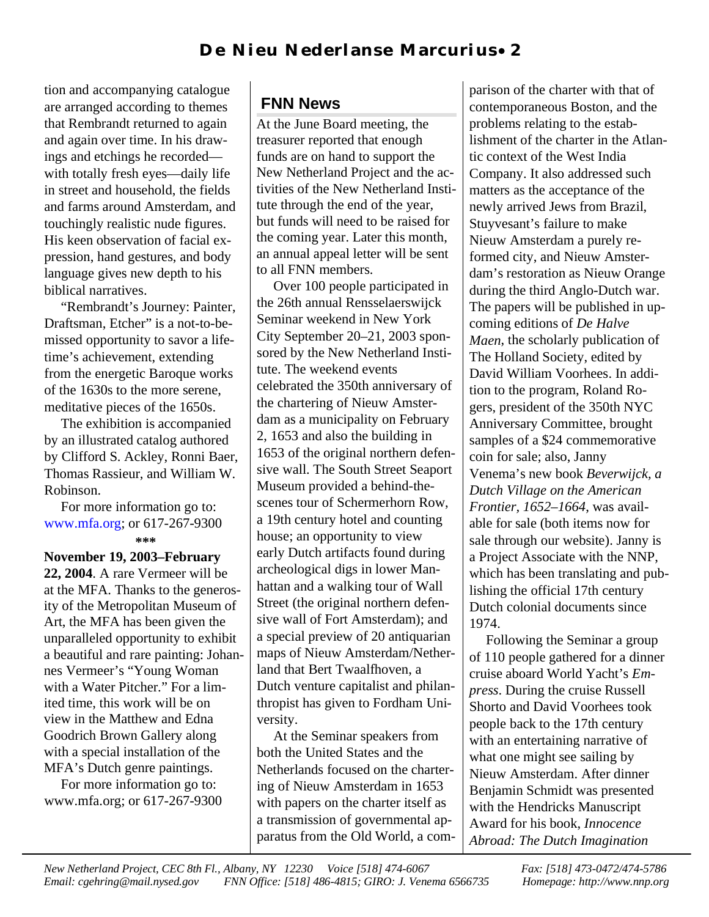tion and accompanying catalogue are arranged according to themes that Rembrandt returned to again and again over time. In his drawings and etchings he recorded—with totally fresh eyes—daily life in street and household, the fields and farms around Amsterdam, and touchingly realistic nude figures. His keen observation of facial expression, hand gestures, and body language gives new depth to his biblical narratives.

"Rembrandt's Journey: Painter, Draftsman, Etcher" is a not-to-be-missed opportunity to savor a lifetime's achievement, extending from the energetic Baroque works of the 1630s to the more serene, meditative pieces of the 1650s.

The exhibition is accompanied by an illustrated catalog authored by Clifford S. Ackley, Ronni Baer, Thomas Rassieur, and William W. Robinson.

For more information go to: www.mfa.org; or 617-267-9300

\*\*\*

**November 19, 2003–February 22, 2004**. A rare Vermeer will be at the MFA. Thanks to the generosity of the Metropolitan Museum of Art, the MFA has been given the unparalleled opportunity to exhibit a beautiful and rare painting: Johannes Vermeer's "Young Woman with a Water Pitcher." For a limited time, this work will be on view in the Matthew and Edna Goodrich Brown Gallery along with a special installation of the MFA's Dutch genre paintings.

For more information go to: www.mfa.org; or 617-267-9300

## FNN News

At the June Board meeting, the treasurer reported that enough funds are on hand to support the New Netherland Project and the activities of the New Netherland Institute through the end of the year, but funds will need to be raised for the coming year. Later this month, an annual appeal letter will be sent to all FNN members.

Over 100 people participated in the 26th annual Rensselaerswijck Seminar weekend in New York City September 20–21, 2003 sponsored by the New Netherland Institute. The weekend events celebrated the 350th anniversary of the chartering of Nieuw Amsterdam as a municipality on February 2, 1653 and also the building in 1653 of the original northern defensive wall. The South Street Seaport Museum provided a behind-the-scenes tour of Schermerhorn Row, a 19th century hotel and counting house; an opportunity to view early Dutch artifacts found during archeological digs in lower Manhattan and a walking tour of Wall Street (the original northern defensive wall of Fort Amsterdam); and a special preview of 20 antiquarian maps of Nieuw Amsterdam/Netherland that Bert Twaalfhoven, a Dutch venture capitalist and philanthropist has given to Fordham University.

At the Seminar speakers from both the United States and the Netherlands focused on the chartering of Nieuw Amsterdam in 1653 with papers on the charter itself as a transmission of governmental apparatus from the Old World, a comparison of the charter with that of contemporaneous Boston, and the problems relating to the establishment of the charter in the Atlantic context of the West India Company. It also addressed such matters as the acceptance of the newly arrived Jews from Brazil, Stuyvesant's failure to make Nieuw Amsterdam a purely reformed city, and Nieuw Amsterdam's restoration as Nieuw Orange during the third Anglo-Dutch war. The papers will be published in upcoming editions of *De Halve Maen*, the scholarly publication of The Holland Society, edited by David William Voorhees. In addition to the program, Roland Rogers, president of the 350th NYC Anniversary Committee, brought samples of a $24 commemorative coin for sale; also, Janny Venema's new book *Beverwijck, a Dutch Village on the American Frontier, 1652–1664*, was available for sale (both items now for sale through our website). Janny is a Project Associate with the NNP, which has been translating and publishing the official 17th century Dutch colonial documents since 1974.

Following the Seminar a group of 110 people gathered for a dinner cruise aboard World Yacht's *Empress*. During the cruise Russell Shorto and David Voorhees took people back to the 17th century with an entertaining narrative of what one might see sailing by Nieuw Amsterdam. After dinner Benjamin Schmidt was presented with the Hendricks Manuscript Award for his book, *Innocence Abroad: The Dutch Imagination*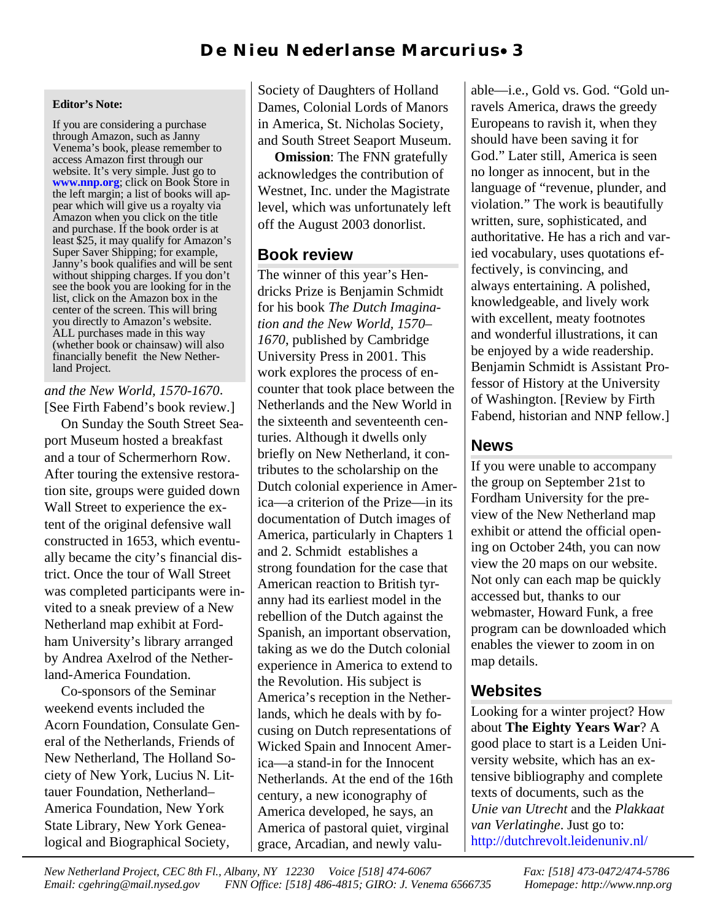**Editor's Note:**

If you are considering a purchase through Amazon, such as Janny Venema's book, please remember to access Amazon first through our website. It's very simple. Just go to **www.nnp.org**; click on Book Store in the left margin; a list of books will appear which will give us a royalty via Amazon when you click on the title and purchase. If the book order is at least $25, it may qualify for Amazon's Super Saver Shipping; for example, Janny's book qualifies and will be sent without shipping charges. If you don't see the book you are looking for in the list, click on the Amazon box in the center of the screen. This will bring you directly to Amazon's website. ALL purchases made in this way (whether book or chainsaw) will also financially benefit the New Netherland Project.

*and the New World, 1570-1670*. [See Firth Fabend's book review.]

On Sunday the South Street Seaport Museum hosted a breakfast and a tour of Schermerhorn Row. After touring the extensive restoration site, groups were guided down Wall Street to experience the extent of the original defensive wall constructed in 1653, which eventually became the city's financial district. Once the tour of Wall Street was completed participants were invited to a sneak preview of a New Netherland map exhibit at Fordham University's library arranged by Andrea Axelrod of the Netherland-America Foundation.

Co-sponsors of the Seminar weekend events included the Acorn Foundation, Consulate General of the Netherlands, Friends of New Netherland, The Holland Society of New York, Lucius N. Littauer Foundation, Netherland–America Foundation, New York State Library, New York Genealogical and Biographical Society, Society of Daughters of Holland Dames, Colonial Lords of Manors in America, St. Nicholas Society, and South Street Seaport Museum.

**Omission**: The FNN gratefully acknowledges the contribution of Westnet, Inc. under the Magistrate level, which was unfortunately left off the August 2003 donorlist.

## Book review

The winner of this year's Hendricks Prize is Benjamin Schmidt for his book *The Dutch Imagination and the New World, 1570–1670*, published by Cambridge University Press in 2001. This work explores the process of encounter that took place between the Netherlands and the New World in the sixteenth and seventeenth centuries. Although it dwells only briefly on New Netherland, it contributes to the scholarship on the Dutch colonial experience in America—a criterion of the Prize—in its documentation of Dutch images of America, particularly in Chapters 1 and 2. Schmidt establishes a strong foundation for the case that American reaction to British tyranny had its earliest model in the rebellion of the Dutch against the Spanish, an important observation, taking as we do the Dutch colonial experience in America to extend to the Revolution. His subject is America's reception in the Netherlands, which he deals with by focusing on Dutch representations of Wicked Spain and Innocent America—a stand-in for the Innocent Netherlands. At the end of the 16th century, a new iconography of America developed, he says, an America of pastoral quiet, virginal grace, Arcadian, and newly valuable—i.e., Gold vs. God. "Gold unravels America, draws the greedy Europeans to ravish it, when they should have been saving it for God." Later still, America is seen no longer as innocent, but in the language of "revenue, plunder, and violation." The work is beautifully written, sure, sophisticated, and authoritative. He has a rich and varied vocabulary, uses quotations effectively, is convincing, and always entertaining. A polished, knowledgeable, and lively work with excellent, meaty footnotes and wonderful illustrations, it can be enjoyed by a wide readership. Benjamin Schmidt is Assistant Professor of History at the University of Washington. [Review by Firth Fabend, historian and NNP fellow.]

## News

If you were unable to accompany the group on September 21st to Fordham University for the preview of the New Netherland map exhibit or attend the official opening on October 24th, you can now view the 20 maps on our website. Not only can each map be quickly accessed but, thanks to our webmaster, Howard Funk, a free program can be downloaded which enables the viewer to zoom in on map details.

## Websites

Looking for a winter project? How about **The Eighty Years War**? A good place to start is a Leiden University website, which has an extensive bibliography and complete texts of documents, such as the *Unie van Utrecht* and the *Plakkaat van Verlatinghe*. Just go to: http://dutchrevolt.leidenuniv.nl/

*New Netherland Project, CEC 8th Fl., Albany, NY 12230 Voice [518] 474-6067 Fax: [518] 473-0472/474-5786*
*Email: cgehring@mail.nysed.gov FNN Office: [518] 486-4815; GIRO: J. Venema 6566735 Homepage: http://www.nnp.org*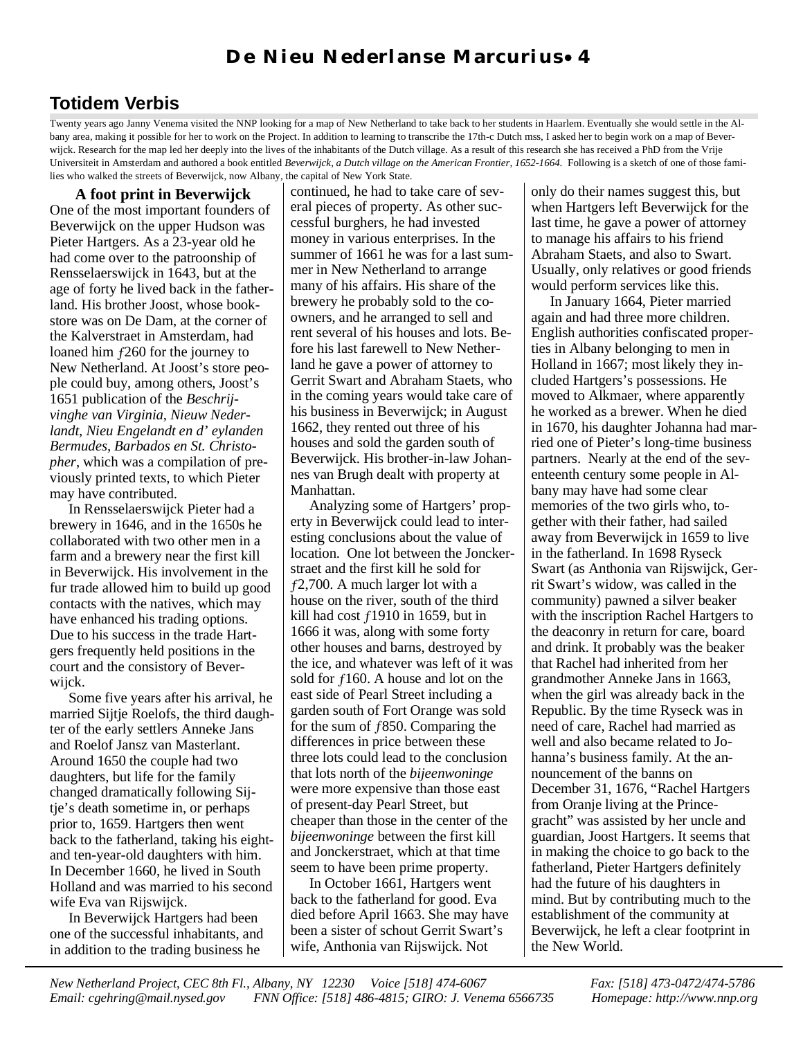## Totidem Verbis

Twenty years ago Janny Venema visited the NNP looking for a map of New Netherland to take back to her students in Haarlem. Eventually she would settle in the Albany area, making it possible for her to work on the Project. In addition to learning to transcribe the 17th-c Dutch mss, I asked her to begin work on a map of Beverwijck. Research for the map led her deeply into the lives of the inhabitants of the Dutch village. As a result of this research she has received a PhD from the Vrije Universiteit in Amsterdam and authored a book entitled *Beverwijck, a Dutch village on the American Frontier, 1652-1664.* Following is a sketch of one of those families who walked the streets of Beverwijck, now Albany, the capital of New York State.

### A foot print in Beverwijck

One of the most important founders of Beverwijck on the upper Hudson was Pieter Hartgers. As a 23-year old he had come over to the patroonship of Rensselaerswijck in 1643, but at the age of forty he lived back in the fatherland. His brother Joost, whose bookstore was on De Dam, at the corner of the Kalverstraet in Amsterdam, had loaned him ƒ260 for the journey to New Netherland. At Joost's store people could buy, among others, Joost's 1651 publication of the *Beschrijvinghe van Virginia, Nieuw Nederlandt, Nieu Engelandt en d' eylanden Bermudes, Barbados en St. Christopher*, which was a compilation of previously printed texts, to which Pieter may have contributed.

In Rensselaerswijck Pieter had a brewery in 1646, and in the 1650s he collaborated with two other men in a farm and a brewery near the first kill in Beverwijck. His involvement in the fur trade allowed him to build up good contacts with the natives, which may have enhanced his trading options. Due to his success in the trade Hartgers frequently held positions in the court and the consistory of Beverwijck.

Some five years after his arrival, he married Sijtje Roelofs, the third daughter of the early settlers Anneke Jans and Roelof Jansz van Masterlant. Around 1650 the couple had two daughters, but life for the family changed dramatically following Sijtje's death sometime in, or perhaps prior to, 1659. Hartgers then went back to the fatherland, taking his eight- and ten-year-old daughters with him. In December 1660, he lived in South Holland and was married to his second wife Eva van Rijswijck.

In Beverwijck Hartgers had been one of the successful inhabitants, and in addition to the trading business he continued, he had to take care of several pieces of property. As other successful burghers, he had invested money in various enterprises. In the summer of 1661 he was for a last summer in New Netherland to arrange many of his affairs. His share of the brewery he probably sold to the co-owners, and he arranged to sell and rent several of his houses and lots. Before his last farewell to New Netherland he gave a power of attorney to Gerrit Swart and Abraham Staets, who in the coming years would take care of his business in Beverwijck; in August 1662, they rented out three of his houses and sold the garden south of Beverwijck. His brother-in-law Johannes van Brugh dealt with property at Manhattan.

Analyzing some of Hartgers' property in Beverwijck could lead to interesting conclusions about the value of location. One lot between the Jonckerstraet and the first kill he sold for ƒ2,700. A much larger lot with a house on the river, south of the third kill had cost ƒ1910 in 1659, but in 1666 it was, along with some forty other houses and barns, destroyed by the ice, and whatever was left of it was sold for ƒ160. A house and lot on the east side of Pearl Street including a garden south of Fort Orange was sold for the sum of ƒ850. Comparing the differences in price between these three lots could lead to the conclusion that lots north of the *bijeenwoninge* were more expensive than those east of present-day Pearl Street, but cheaper than those in the center of the *bijeenwoninge* between the first kill and Jonckerstraet, which at that time seem to have been prime property.

In October 1661, Hartgers went back to the fatherland for good. Eva died before April 1663. She may have been a sister of schout Gerrit Swart's wife, Anthonia van Rijswijck. Not only do their names suggest this, but when Hartgers left Beverwijck for the last time, he gave a power of attorney to manage his affairs to his friend Abraham Staets, and also to Swart. Usually, only relatives or good friends would perform services like this.

In January 1664, Pieter married again and had three more children. English authorities confiscated properties in Albany belonging to men in Holland in 1667; most likely they included Hartgers's possessions. He moved to Alkmaer, where apparently he worked as a brewer. When he died in 1670, his daughter Johanna had married one of Pieter's long-time business partners. Nearly at the end of the seventeenth century some people in Albany may have had some clear memories of the two girls who, together with their father, had sailed away from Beverwijck in 1659 to live in the fatherland. In 1698 Ryseck Swart (as Anthonia van Rijswijck, Gerrit Swart's widow, was called in the community) pawned a silver beaker with the inscription Rachel Hartgers to the deaconry in return for care, board and drink. It probably was the beaker that Rachel had inherited from her grandmother Anneke Jans in 1663, when the girl was already back in the Republic. By the time Ryseck was in need of care, Rachel had married as well and also became related to Johanna's business family. At the announcement of the banns on December 31, 1676, "Rachel Hartgers from Oranje living at the Princegracht" was assisted by her uncle and guardian, Joost Hartgers. It seems that in making the choice to go back to the fatherland, Pieter Hartgers definitely had the future of his daughters in mind. But by contributing much to the establishment of the community at Beverwijck, he left a clear footprint in the New World.

*New Netherland Project, CEC 8th Fl., Albany, NY 12230 Voice [518] 474-6067 Fax: [518] 473-0472/474-5786*
*Email: cgehring@mail.nysed.gov FNN Office: [518] 486-4815; GIRO: J. Venema 6566735 Homepage: http://www.nnp.org*